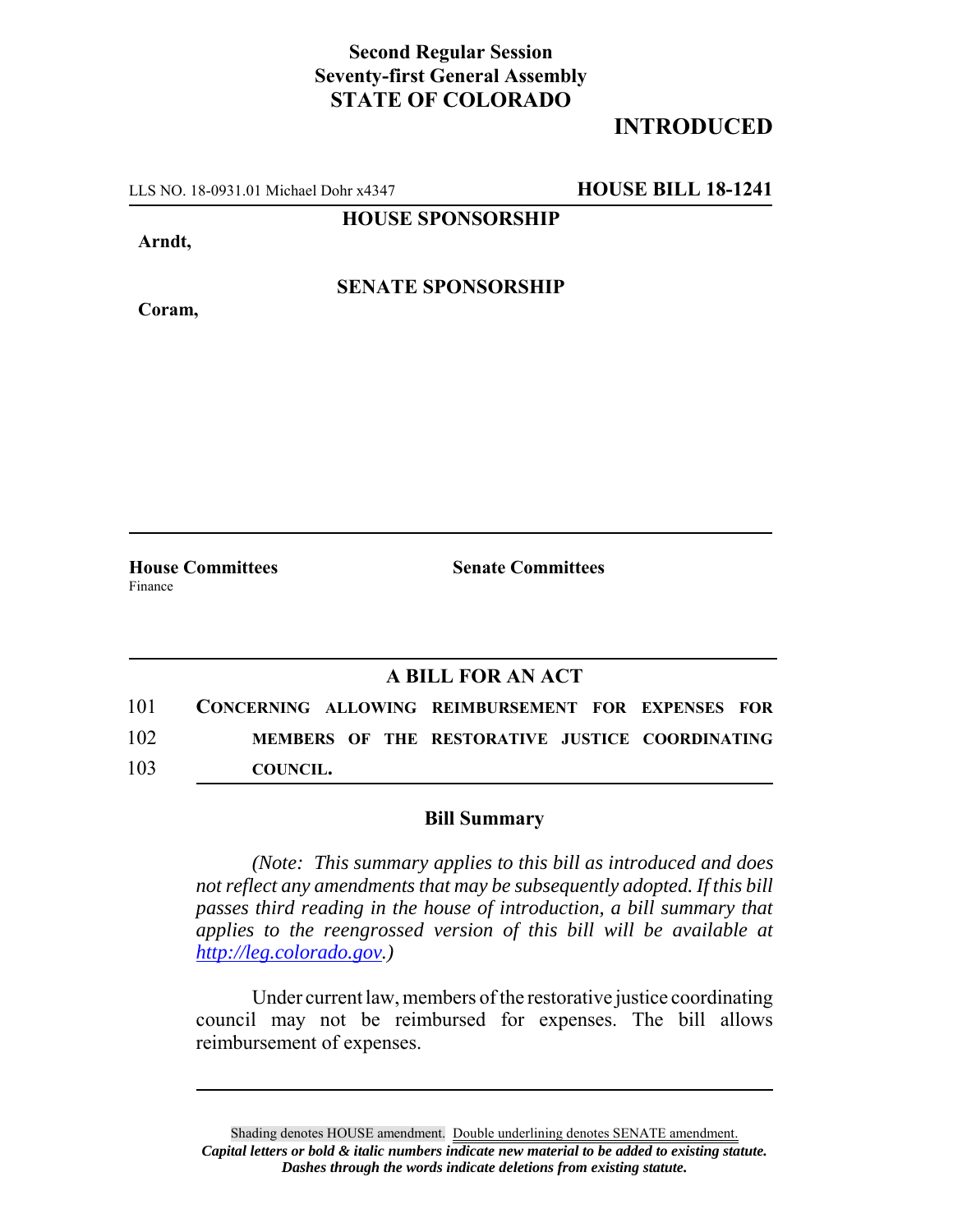**Second Regular Session**
**Seventy-first General Assembly**
**STATE OF COLORADO**

**INTRODUCED**

LLS NO. 18-0931.01 Michael Dohr x4347 **HOUSE BILL 18-1241**

**HOUSE SPONSORSHIP**

**Arndt,**

**SENATE SPONSORSHIP**

**Coram,**

**House Committees**
Finance

**Senate Committees**

## A BILL FOR AN ACT

101 **CONCERNING ALLOWING REIMBURSEMENT FOR EXPENSES FOR**
102 **MEMBERS OF THE RESTORATIVE JUSTICE COORDINATING**
103 **COUNCIL.**

### Bill Summary

*(Note: This summary applies to this bill as introduced and does not reflect any amendments that may be subsequently adopted. If this bill passes third reading in the house of introduction, a bill summary that applies to the reengrossed version of this bill will be available at http://leg.colorado.gov.)*

Under current law, members of the restorative justice coordinating council may not be reimbursed for expenses. The bill allows reimbursement of expenses.

Shading denotes HOUSE amendment. Double underlining denotes SENATE amendment.
***Capital letters or bold & italic numbers indicate new material to be added to existing statute.***
***Dashes through the words indicate deletions from existing statute.***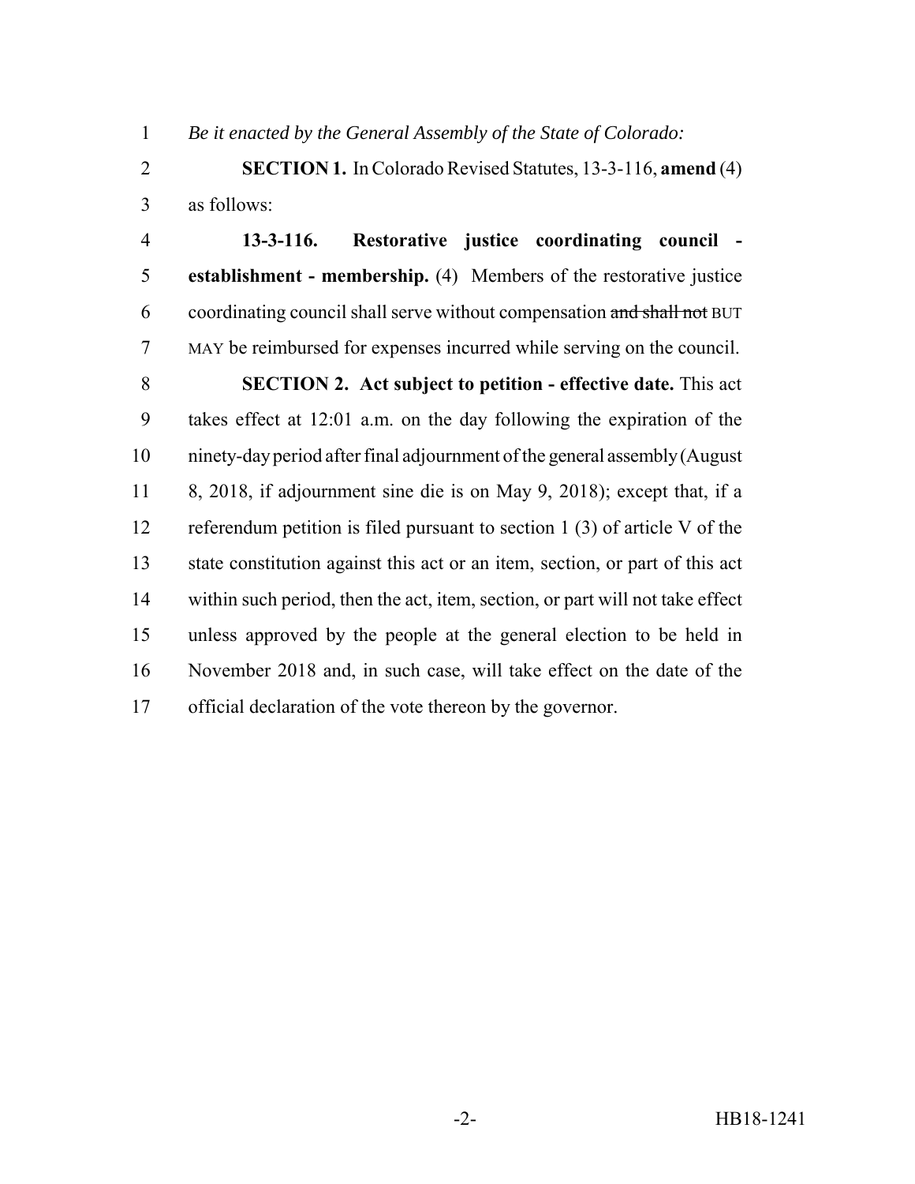*Be it enacted by the General Assembly of the State of Colorado:*

**SECTION 1.** In Colorado Revised Statutes, 13-3-116, **amend** (4) as follows:

**13-3-116. Restorative justice coordinating council - establishment - membership.** (4) Members of the restorative justice coordinating council shall serve without compensation ~~and shall not~~ BUT MAY be reimbursed for expenses incurred while serving on the council.

**SECTION 2. Act subject to petition - effective date.** This act takes effect at 12:01 a.m. on the day following the expiration of the ninety-day period after final adjournment of the general assembly (August 8, 2018, if adjournment sine die is on May 9, 2018); except that, if a referendum petition is filed pursuant to section 1 (3) of article V of the state constitution against this act or an item, section, or part of this act within such period, then the act, item, section, or part will not take effect unless approved by the people at the general election to be held in November 2018 and, in such case, will take effect on the date of the official declaration of the vote thereon by the governor.